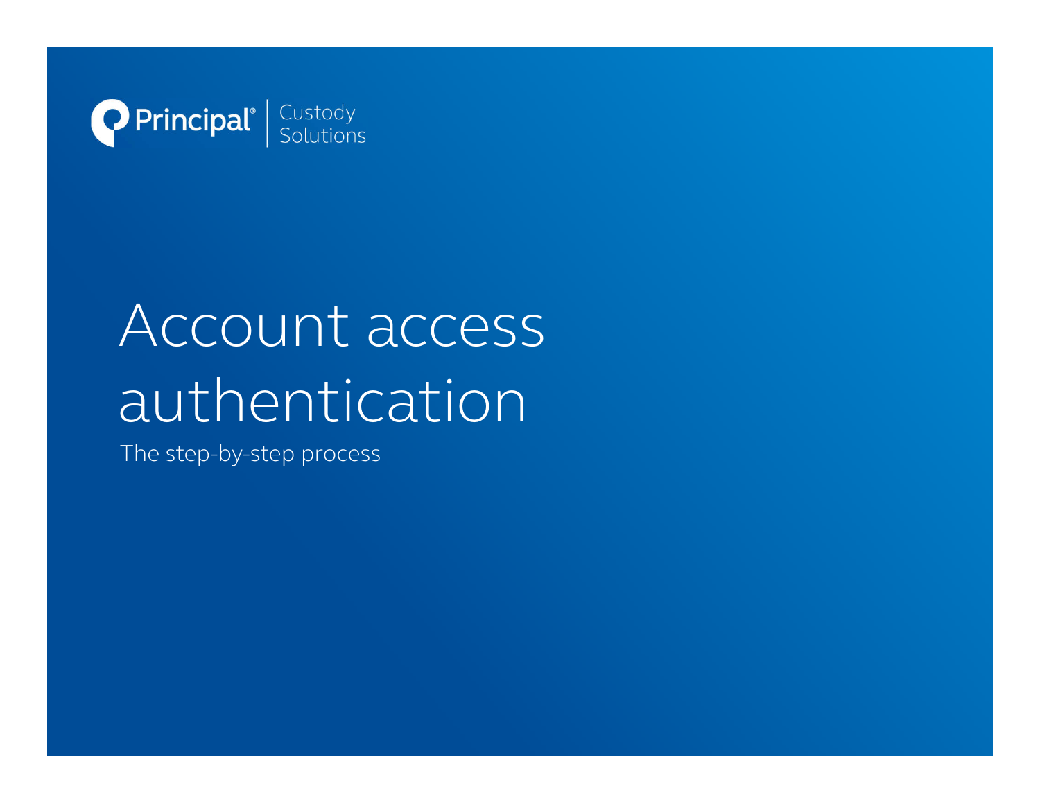Principal® | Custody Solutions

# Account access authentication

The step-by-step process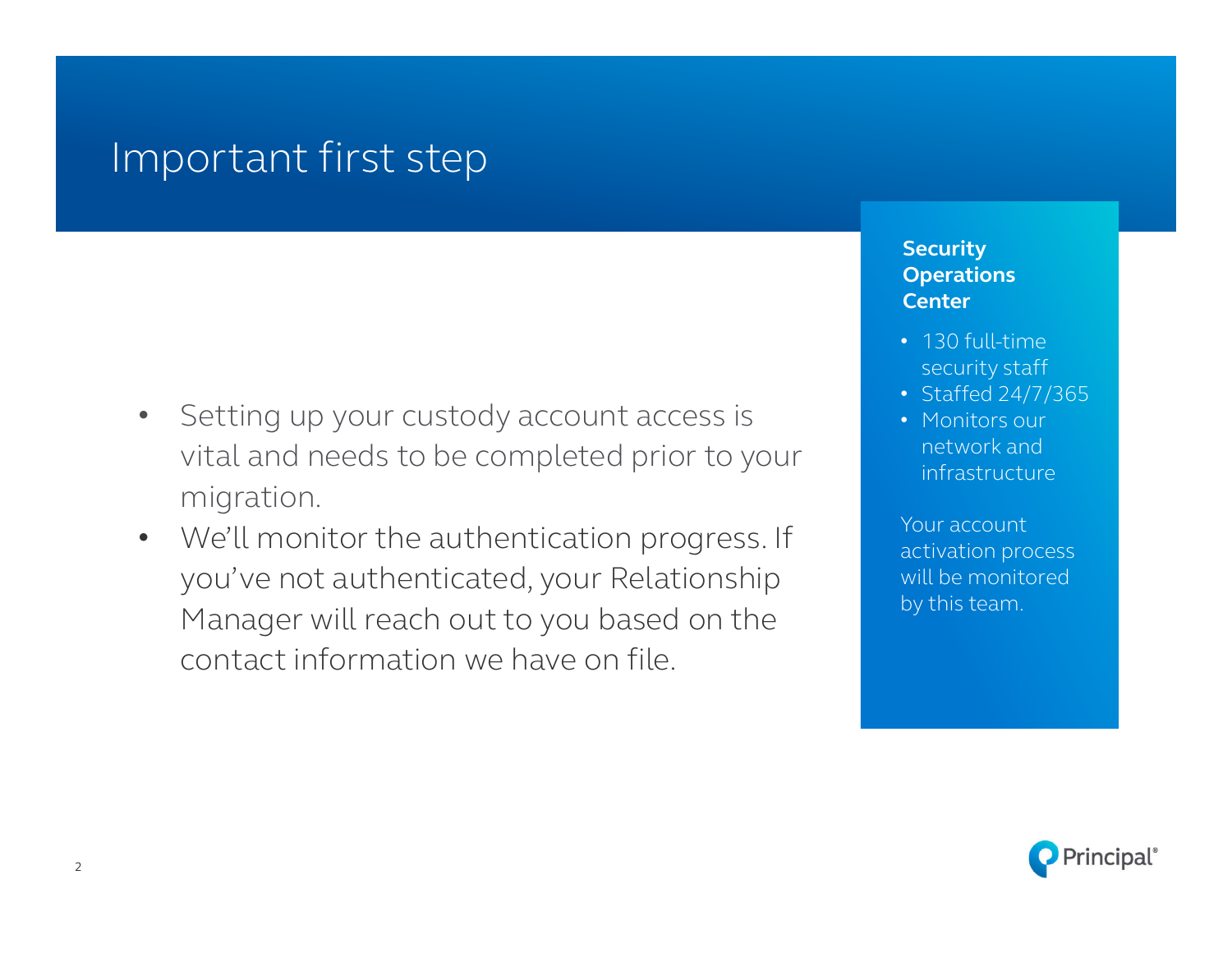# Important first step

- Setting up your custody account access is vital and needs to be completed prior to your migration.
- We'll monitor the authentication progress. If you've not authenticated, your Relationship Manager will reach out to you based on the contact information we have on file.

**Security Operations Center**

- 130 full-time security staff
- Staffed 24/7/365
- Monitors our network and infrastructure

Your account activation process will be monitored by this team.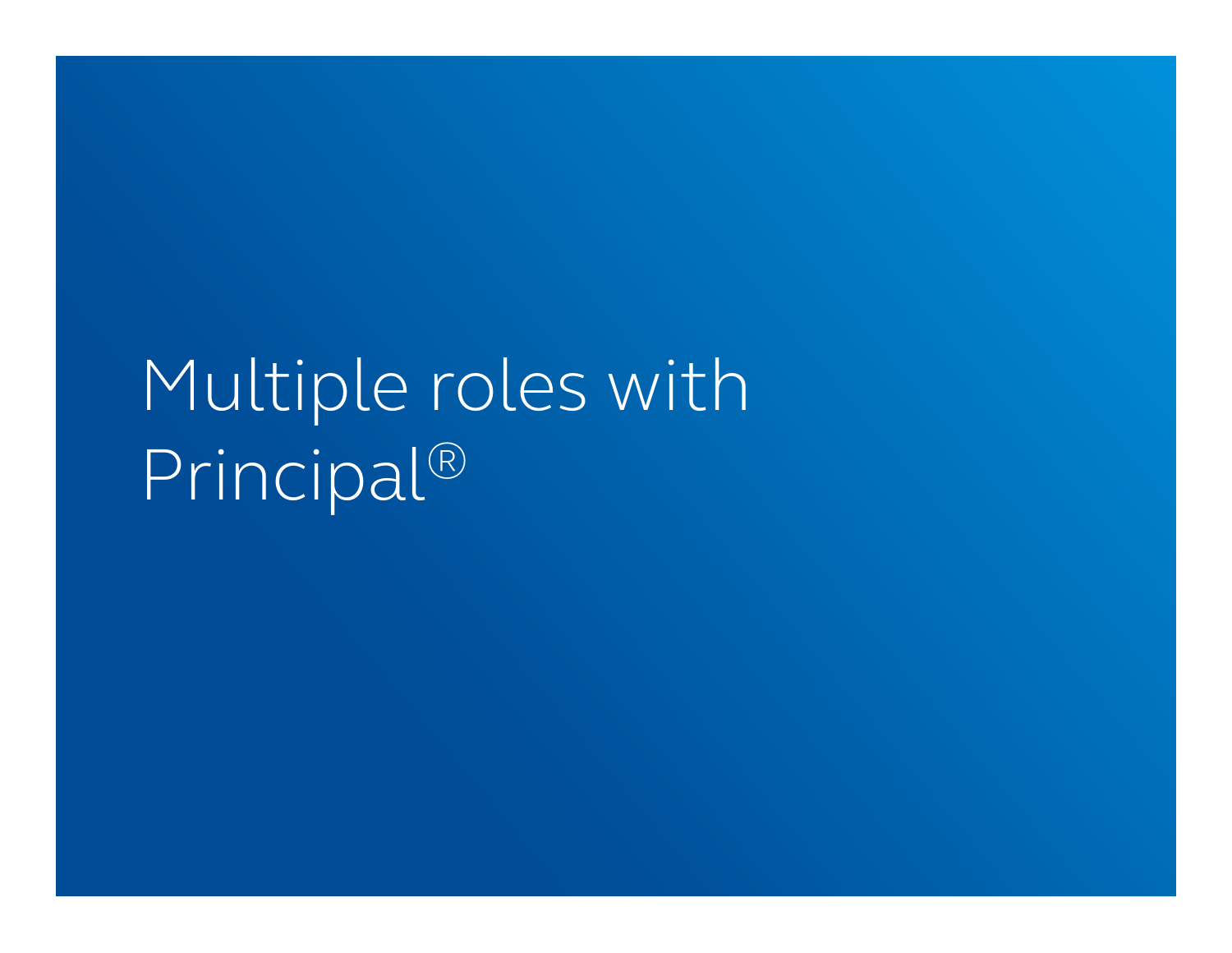# Multiple roles with Principal®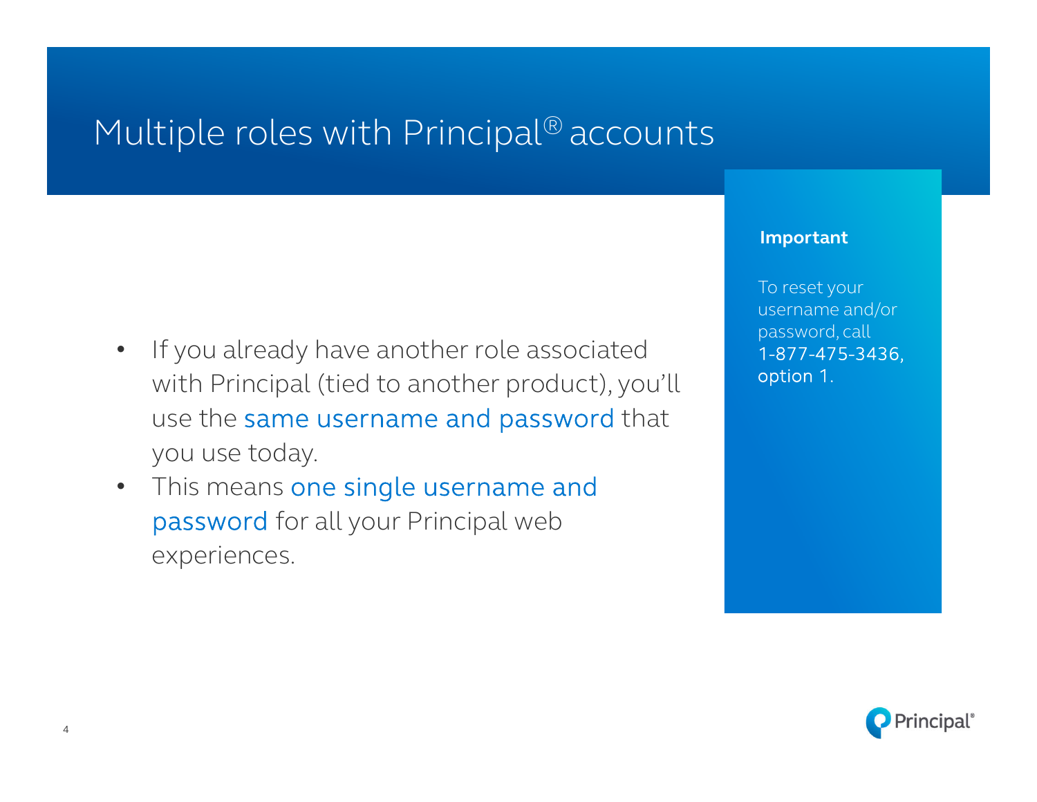# Multiple roles with Principal® accounts

- If you already have another role associated with Principal (tied to another product), you'll use the same username and password that you use today.
- This means one single username and password for all your Principal web experiences.

**Important**

To reset your username and/or password, call 1-877-475-3436, option 1.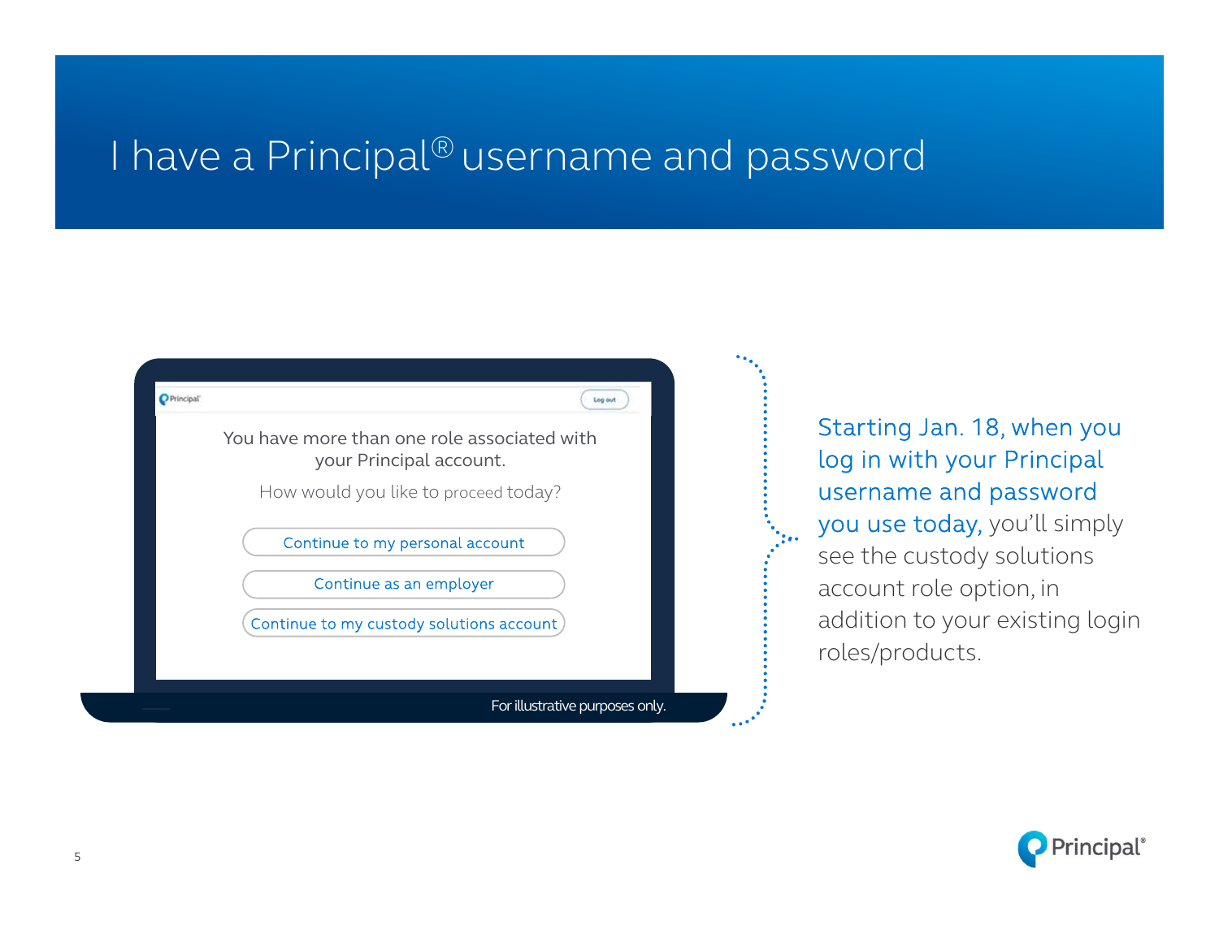# I have a Principal® username and password

You have more than one role associated with your Principal account.

How would you like to proceed today?

Continue to my personal account

Continue as an employer

Continue to my custody solutions account

For illustrative purposes only.

Starting Jan. 18, when you log in with your Principal username and password you use today, you'll simply see the custody solutions account role option, in addition to your existing login roles/products.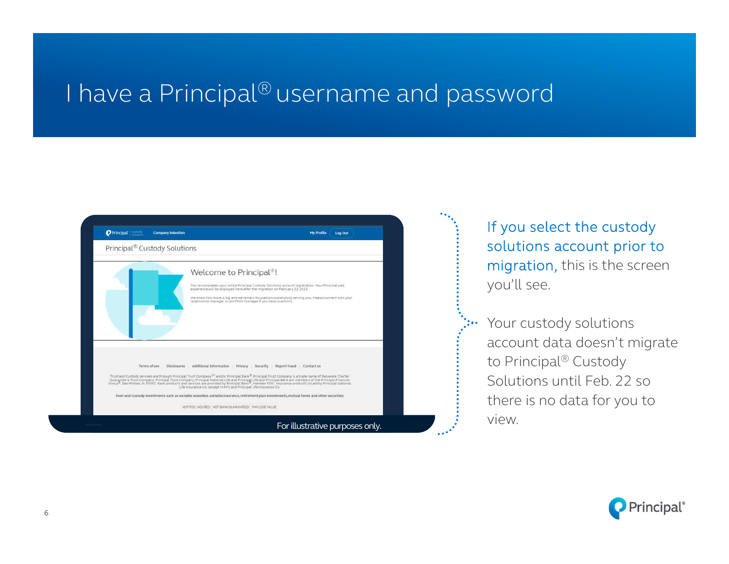# I have a Principal® username and password

For illustrative purposes only.

If you select the custody solutions account prior to migration, this is the screen you'll see.

Your custody solutions account data doesn't migrate to Principal® Custody Solutions until Feb. 22 so there is no data for you to view.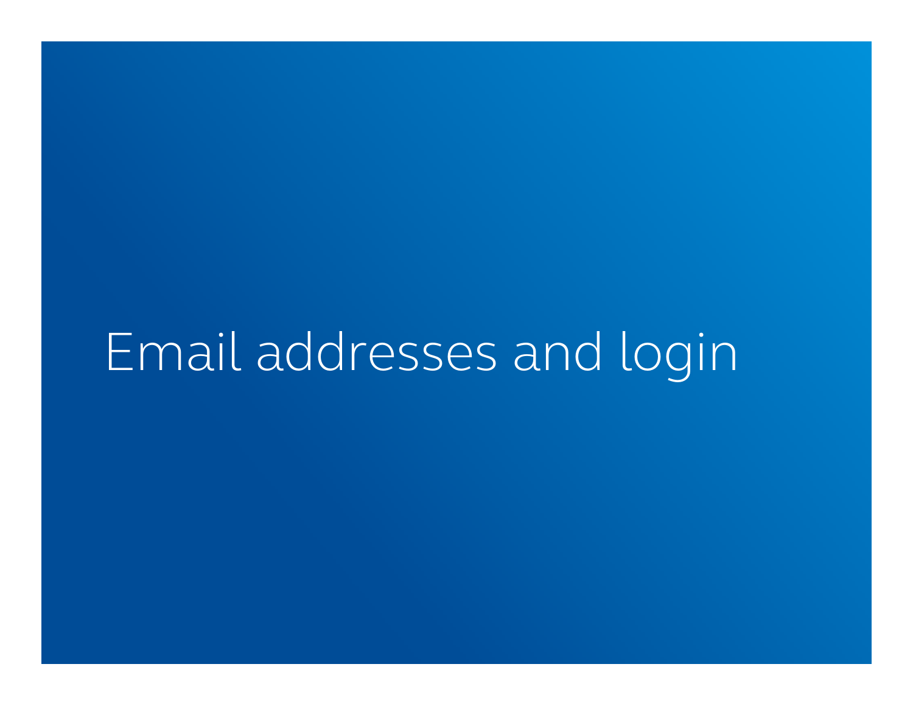# Email addresses and login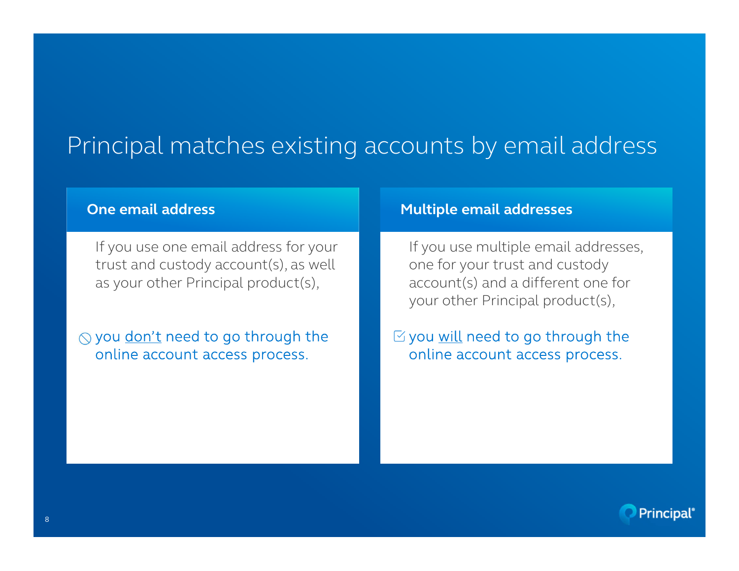# Principal matches existing accounts by email address

## One email address

If you use one email address for your trust and custody account(s), as well as your other Principal product(s),

⃠ you <u>don't</u> need to go through the online account access process.

## Multiple email addresses

If you use multiple email addresses, one for your trust and custody account(s) and a different one for your other Principal product(s),

☑ you <u>will</u> need to go through the online account access process.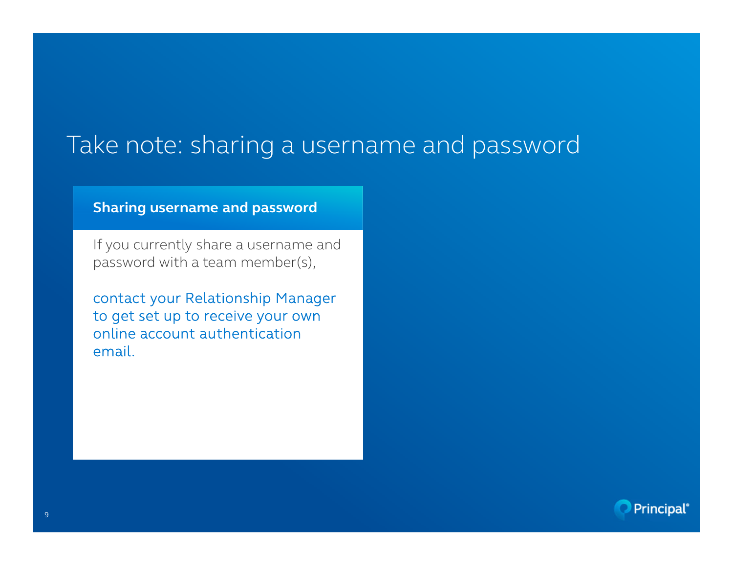# Take note: sharing a username and password

### Sharing username and password

If you currently share a username and password with a team member(s),

contact your Relationship Manager to get set up to receive your own online account authentication email.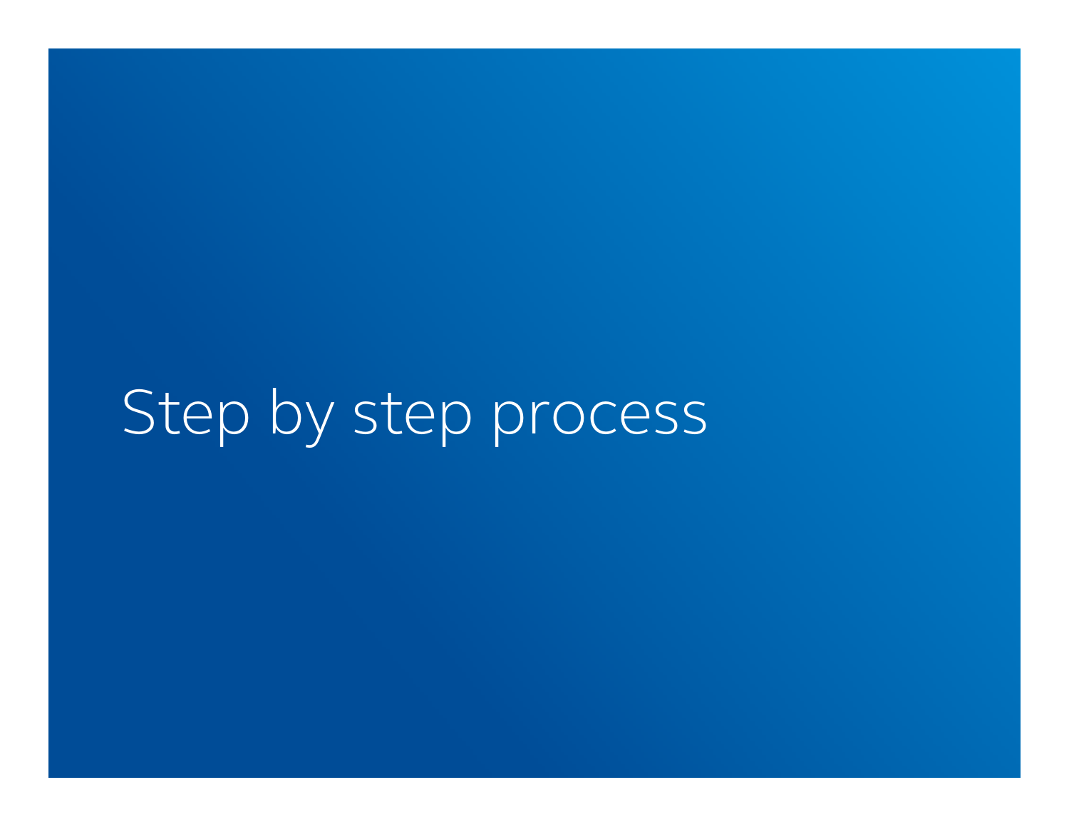# Step by step process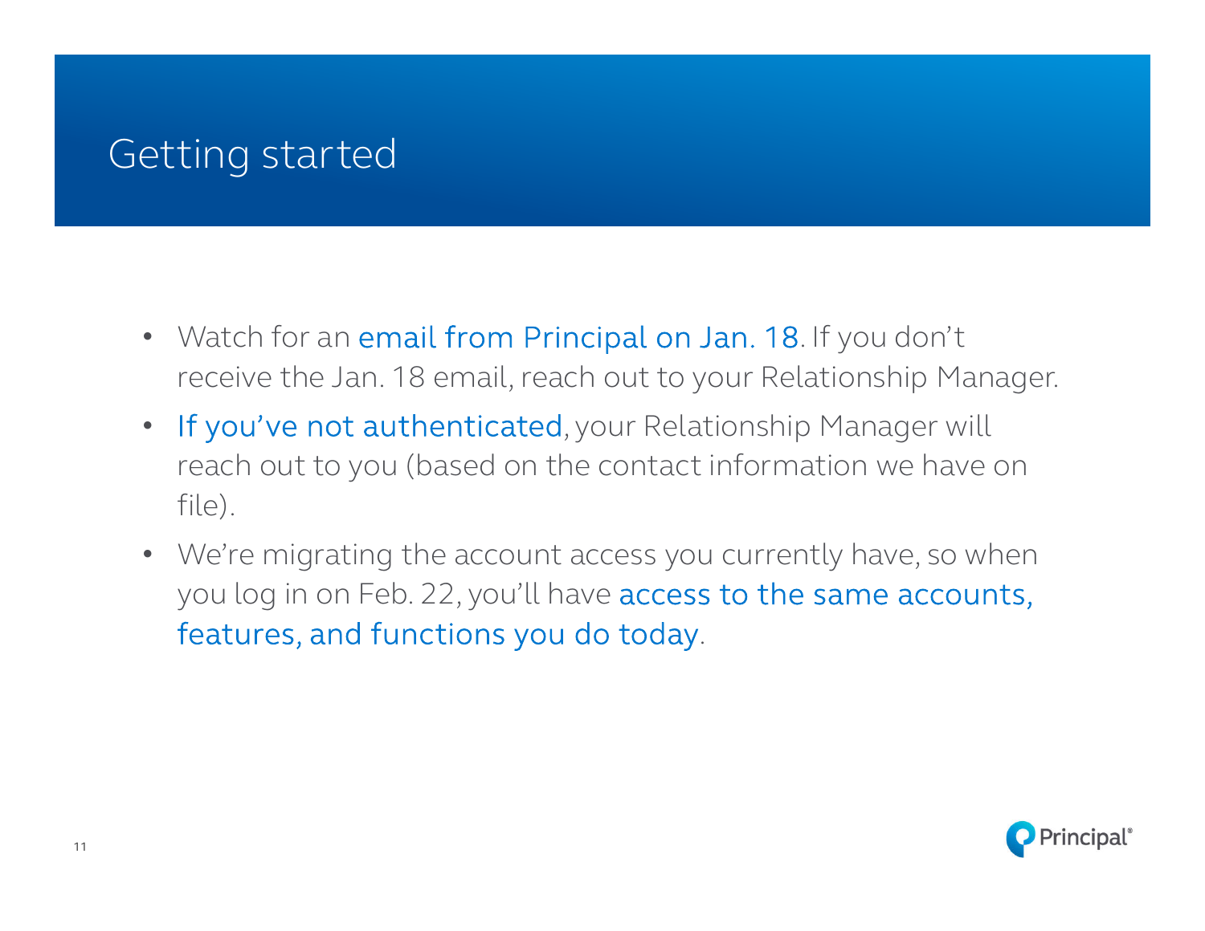# Getting started

- Watch for an email from Principal on Jan. 18. If you don't receive the Jan. 18 email, reach out to your Relationship Manager.
- If you've not authenticated, your Relationship Manager will reach out to you (based on the contact information we have on file).
- We're migrating the account access you currently have, so when you log in on Feb. 22, you'll have access to the same accounts, features, and functions you do today.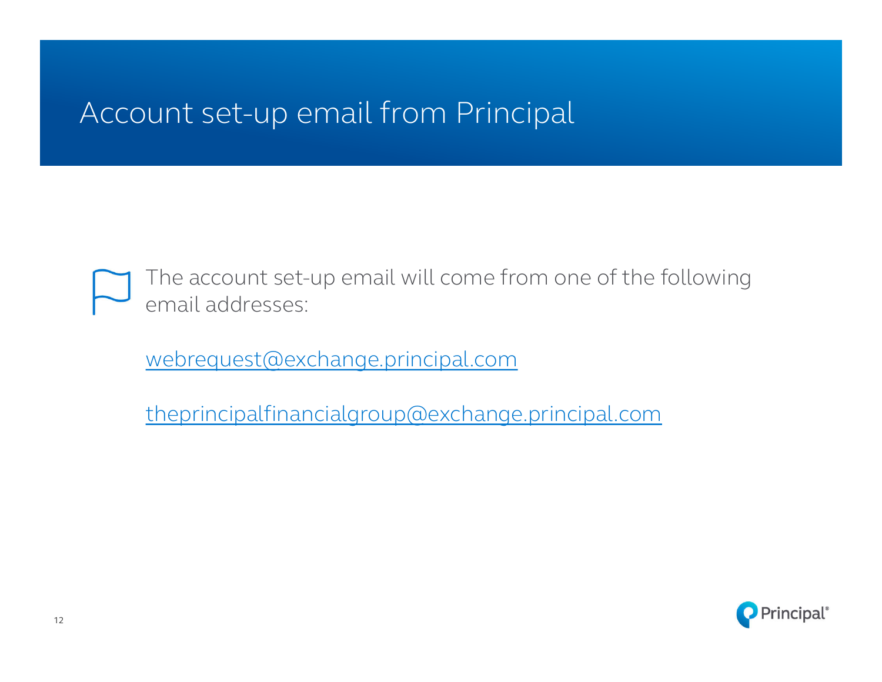# Account set-up email from Principal

The account set-up email will come from one of the following email addresses:

webrequest@exchange.principal.com

theprincipalfinancialgroup@exchange.principal.com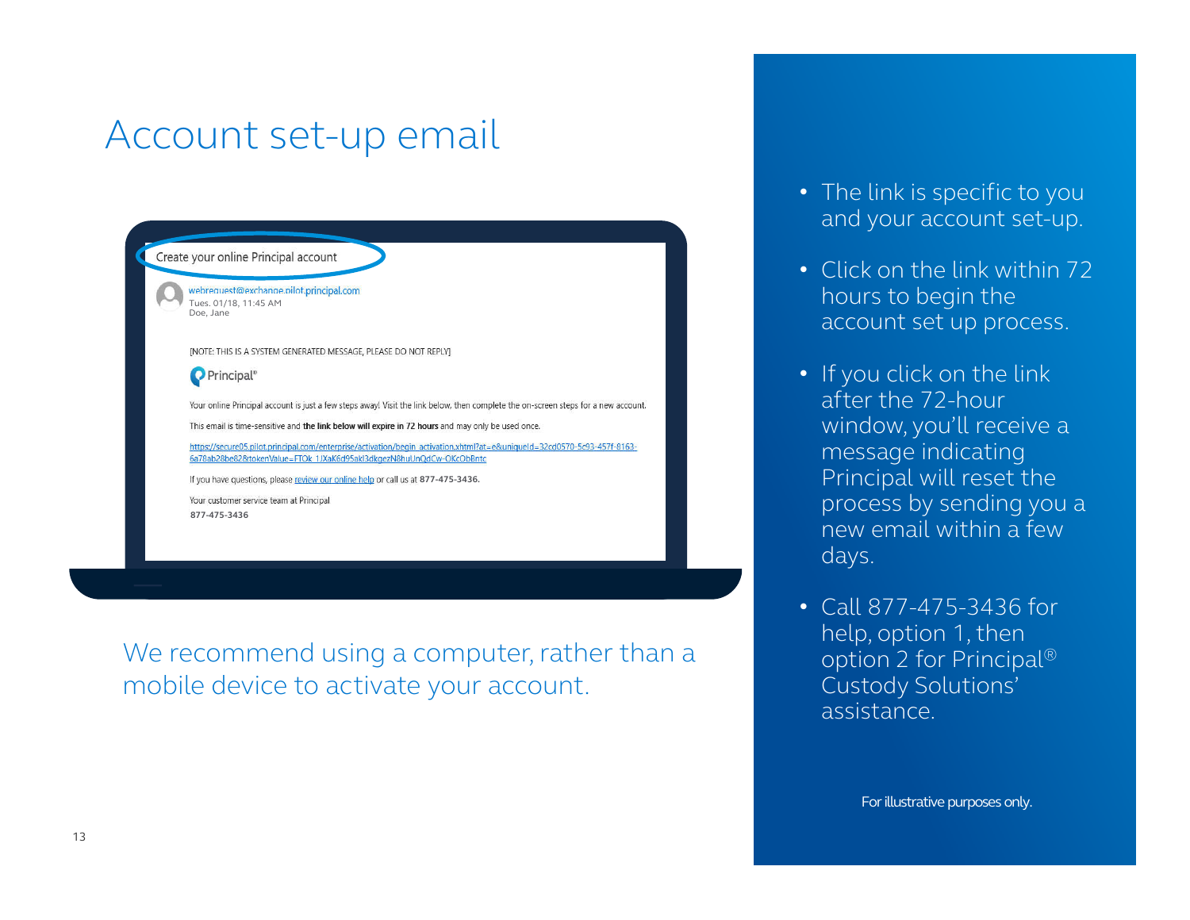# Account set-up email

Create your online Principal account

webrequest@exchange.pilot.principal.com
Tues. 01/18, 11:45 AM
Doe, Jane

[NOTE: THIS IS A SYSTEM GENERATED MESSAGE, PLEASE DO NOT REPLY]

Principal®

Your online Principal account is just a few steps away! Visit the link below, then complete the on-screen steps for a new account.

This email is time-sensitive and **the link below will expire in 72 hours** and may only be used once.

https://secure05.pilot.principal.com/enterprise/activation/begin_activation.xhtml?at=e&uniqueId=32cd0570-5c93-457f-8163-6a78ab28be82&tokenValue=FTOk_1JXaK6d95akl3dkgezN8huUnQdCw-OKcObBntc

If you have questions, please review our online help or call us at **877-475-3436.**

Your customer service team at Principal
**877-475-3436**

We recommend using a computer, rather than a mobile device to activate your account.

- The link is specific to you and your account set-up.
- Click on the link within 72 hours to begin the account set up process.
- If you click on the link after the 72-hour window, you'll receive a message indicating Principal will reset the process by sending you a new email within a few days.
- Call 877-475-3436 for help, option 1, then option 2 for Principal® Custody Solutions' assistance.

For illustrative purposes only.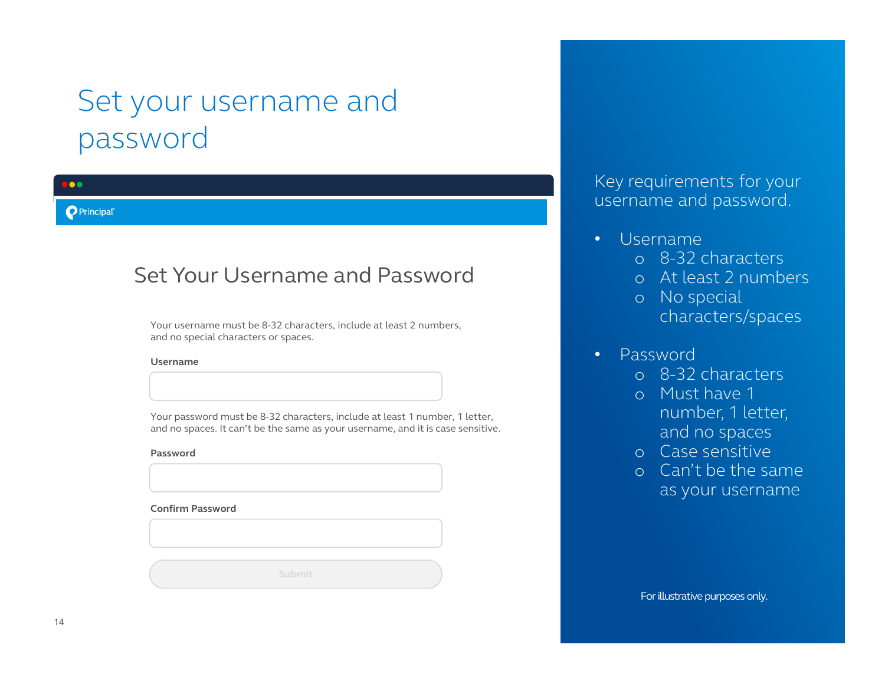# Set your username and password

Principal

## Set Your Username and Password

Your username must be 8-32 characters, include at least 2 numbers, and no special characters or spaces.

**Username**

Your password must be 8-32 characters, include at least 1 number, 1 letter, and no spaces. It can't be the same as your username, and it is case sensitive.

**Password**

**Confirm Password**

Submit

Key requirements for your username and password.

- Username
  - 8-32 characters
  - At least 2 numbers
  - No special characters/spaces
- Password
  - 8-32 characters
  - Must have 1 number, 1 letter, and no spaces
  - Case sensitive
  - Can't be the same as your username

For illustrative purposes only.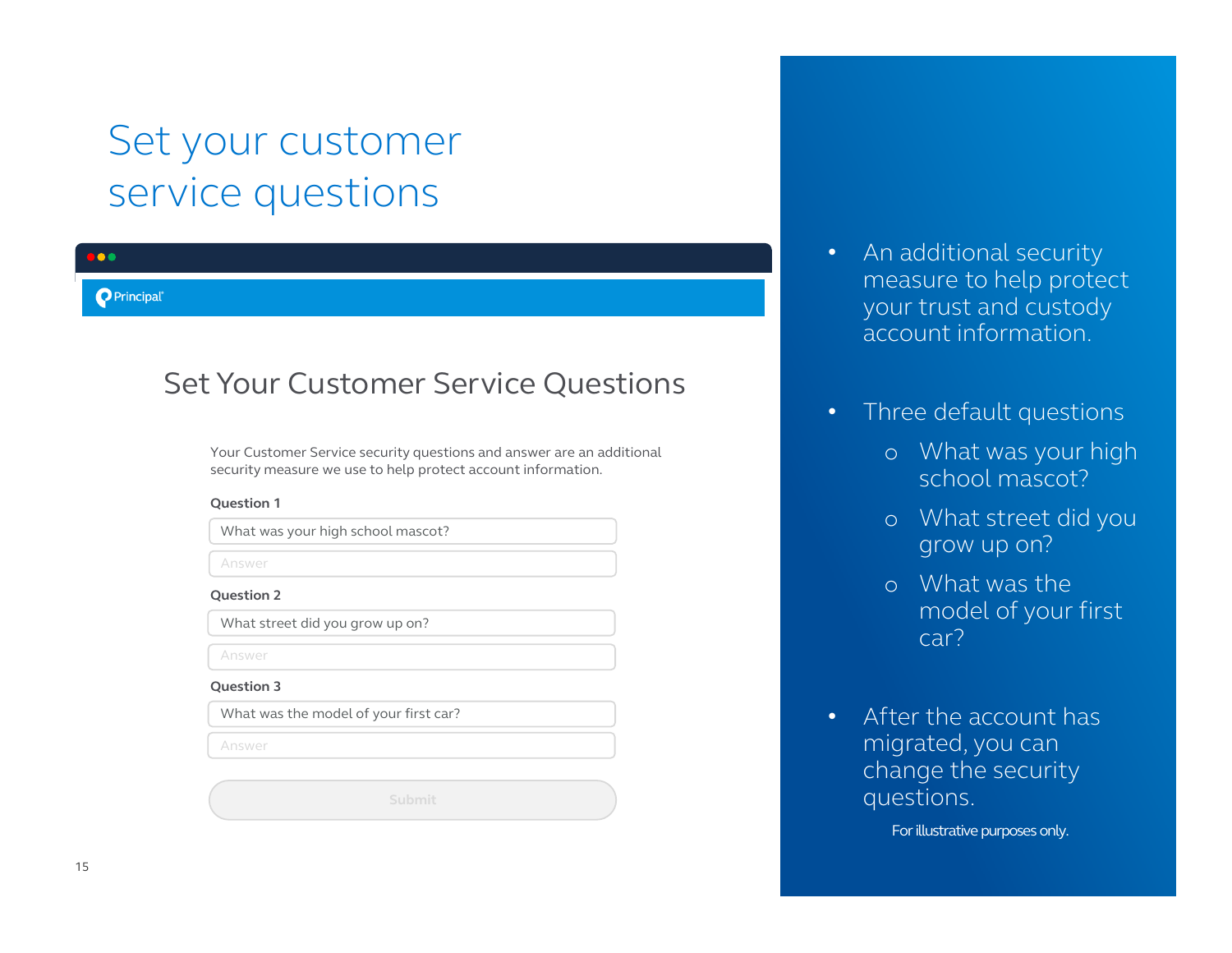# Set your customer service questions

## Set Your Customer Service Questions

Your Customer Service security questions and answer are an additional security measure we use to help protect account information.

**Question 1**

What was your high school mascot?

Answer

**Question 2**

What street did you grow up on?

Answer

**Question 3**

What was the model of your first car?

Answer

Submit

- An additional security measure to help protect your trust and custody account information.
- Three default questions
  - What was your high school mascot?
  - What street did you grow up on?
  - What was the model of your first car?
- After the account has migrated, you can change the security questions.

For illustrative purposes only.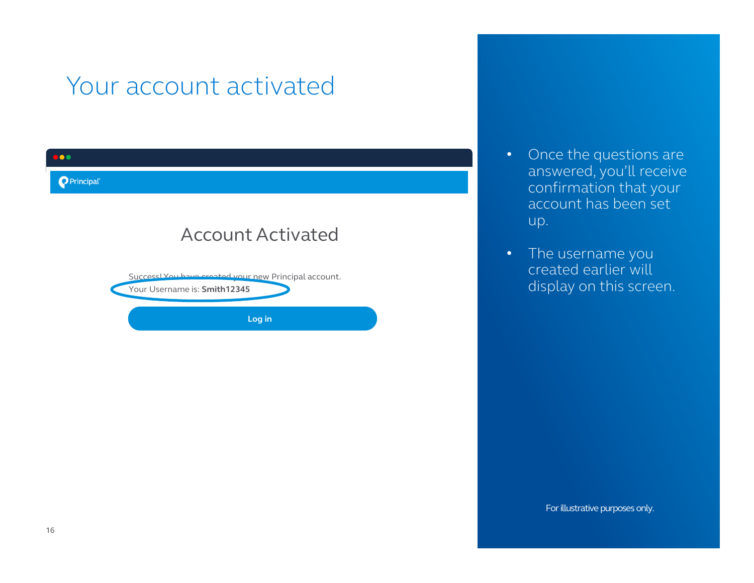# Your account activated

Account Activated

Success! You have created your new Principal account.
Your Username is: **Smith12345**

Log in

- Once the questions are answered, you'll receive confirmation that your account has been set up.
- The username you created earlier will display on this screen.

For illustrative purposes only.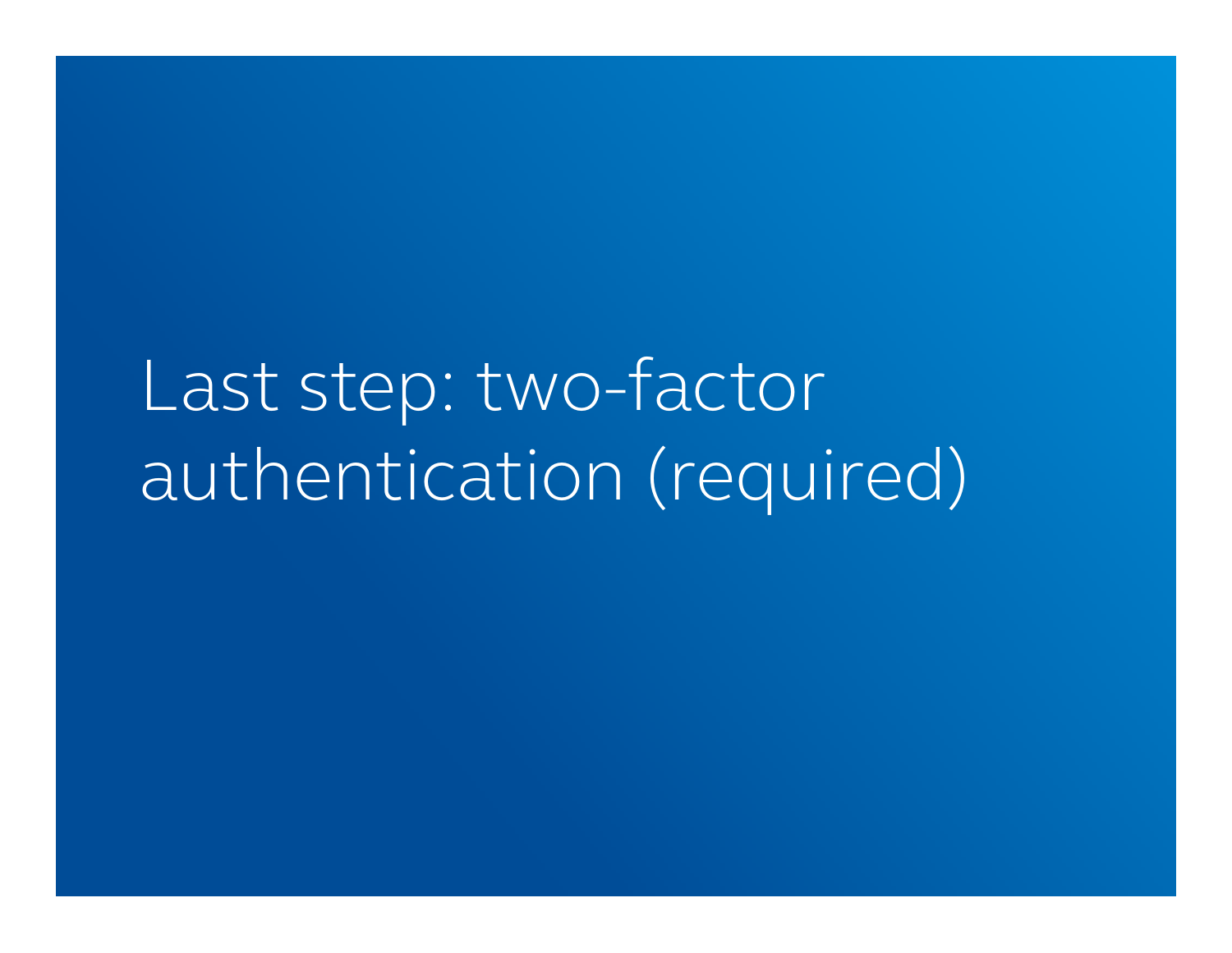# Last step: two-factor authentication (required)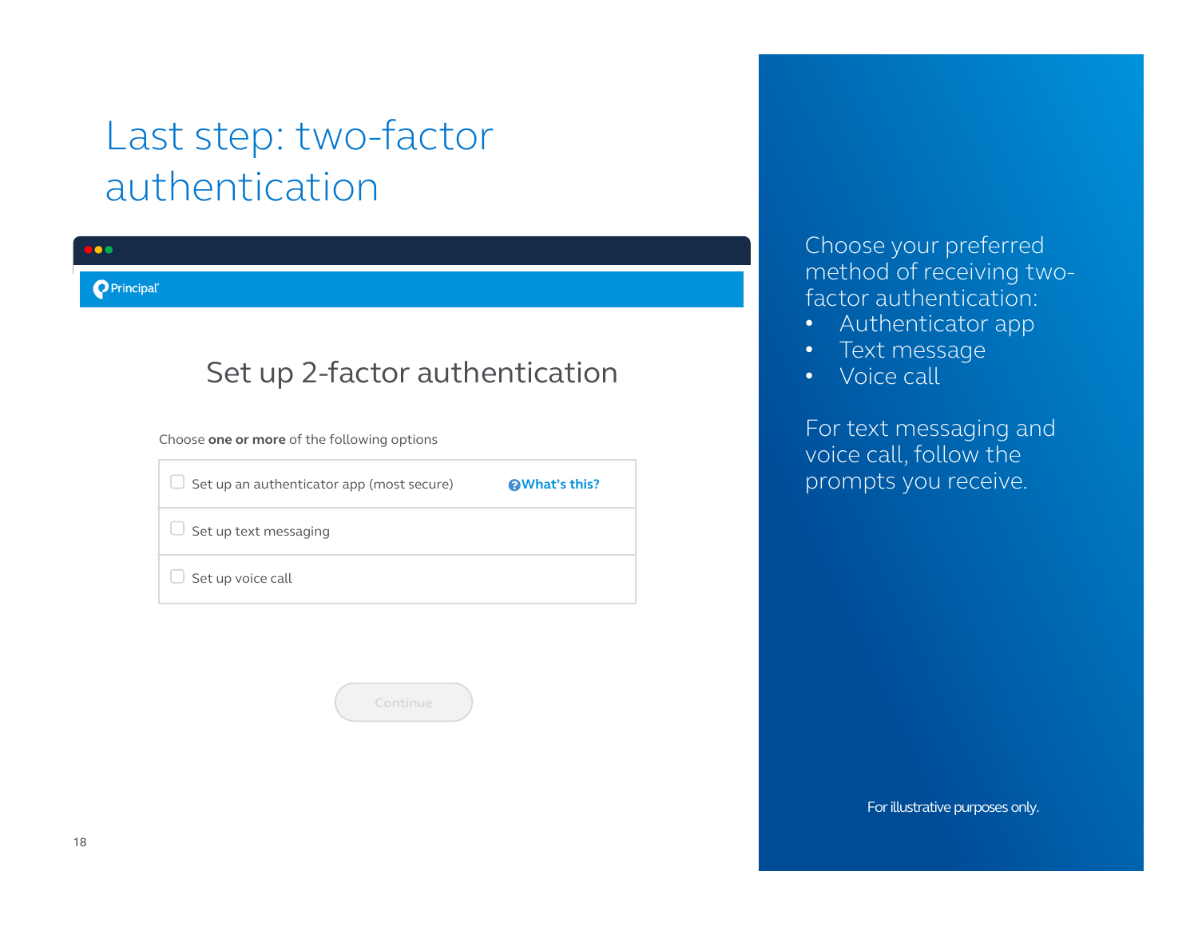# Last step: two-factor authentication

Principal

## Set up 2-factor authentication

Choose **one or more** of the following options

- Set up an authenticator app (most secure) — What's this?
- Set up text messaging
- Set up voice call

Continue

Choose your preferred method of receiving two-factor authentication:

- Authenticator app
- Text message
- Voice call

For text messaging and voice call, follow the prompts you receive.

For illustrative purposes only.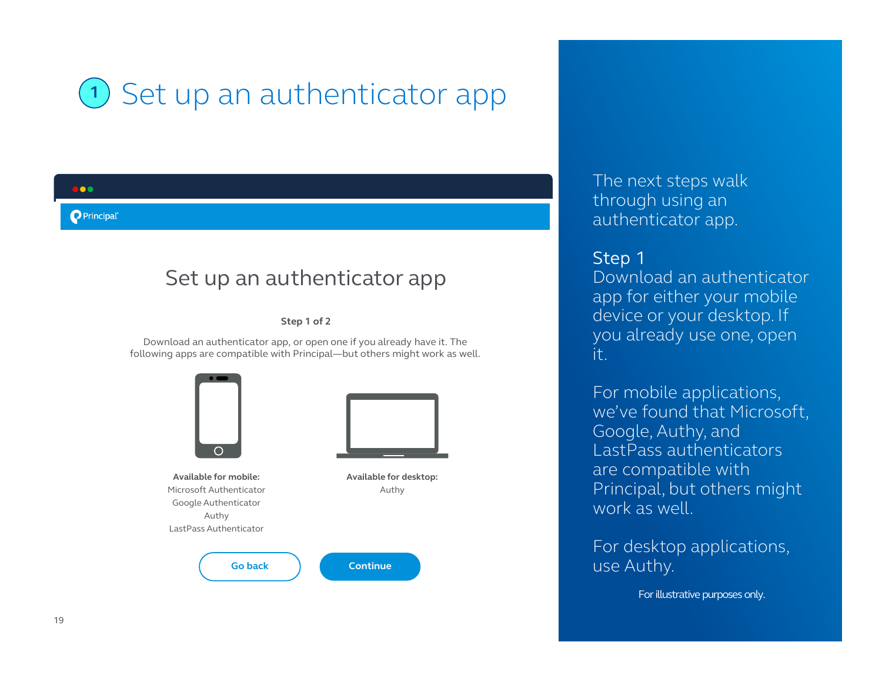# 1 Set up an authenticator app

Principal

## Set up an authenticator app

**Step 1 of 2**

Download an authenticator app, or open one if you already have it. The following apps are compatible with Principal—but others might work as well.

**Available for mobile:**
Microsoft Authenticator
Google Authenticator
Authy
LastPass Authenticator

**Available for desktop:**
Authy

Go back | Continue

The next steps walk through using an authenticator app.

**Step 1**
Download an authenticator app for either your mobile device or your desktop. If you already use one, open it.

For mobile applications, we've found that Microsoft, Google, Authy, and LastPass authenticators are compatible with Principal, but others might work as well.

For desktop applications, use Authy.

For illustrative purposes only.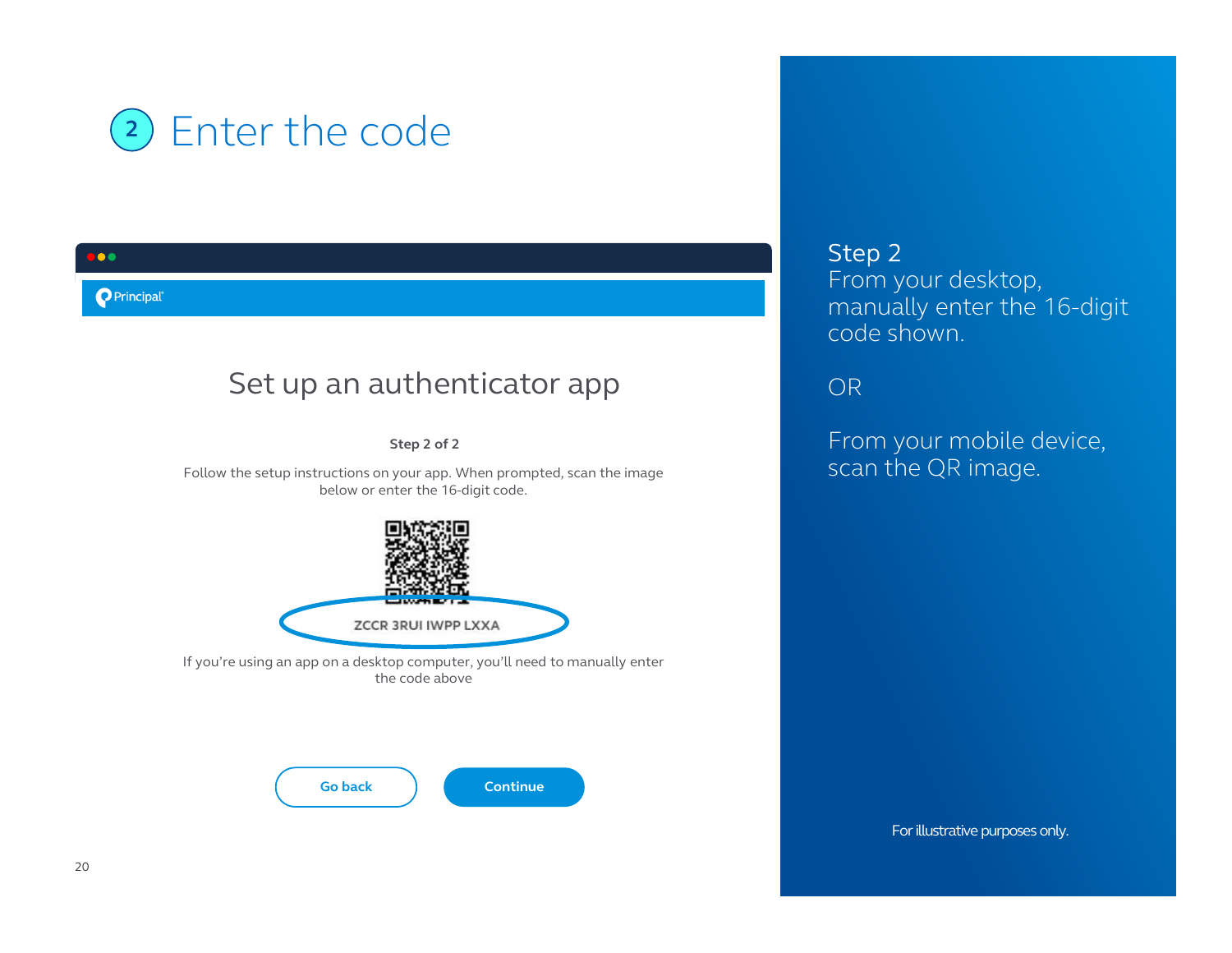# 2 Enter the code

Principal®

## Set up an authenticator app

**Step 2 of 2**

Follow the setup instructions on your app. When prompted, scan the image below or enter the 16-digit code.

ZCCR 3RUI IWPP LXXA

If you're using an app on a desktop computer, you'll need to manually enter the code above

Go back | Continue

Step 2
From your desktop, manually enter the 16-digit code shown.

OR

From your mobile device, scan the QR image.

For illustrative purposes only.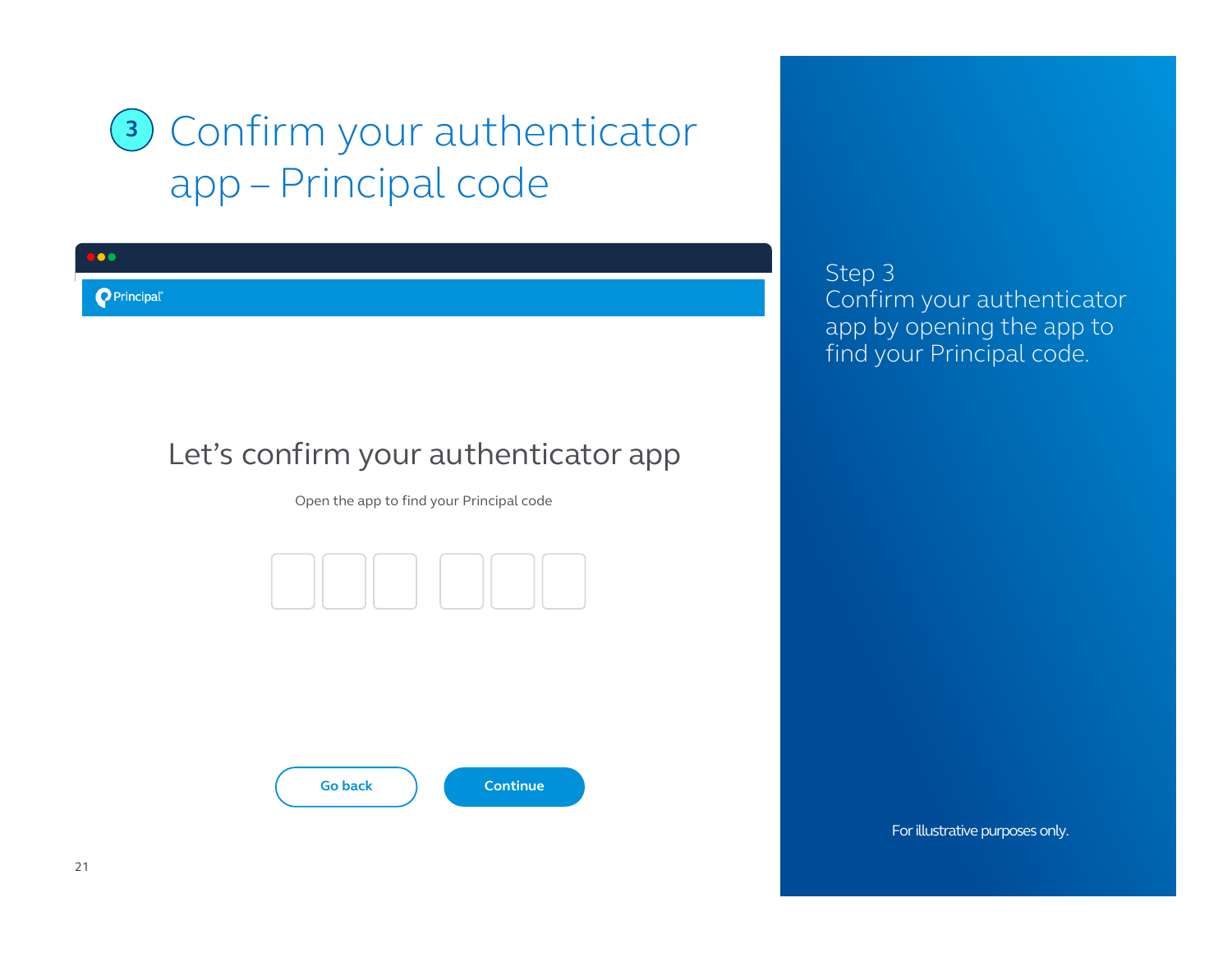# 3 Confirm your authenticator app – Principal code

Principal

Let's confirm your authenticator app

Open the app to find your Principal code

Go back

Continue

Step 3
Confirm your authenticator app by opening the app to find your Principal code.

For illustrative purposes only.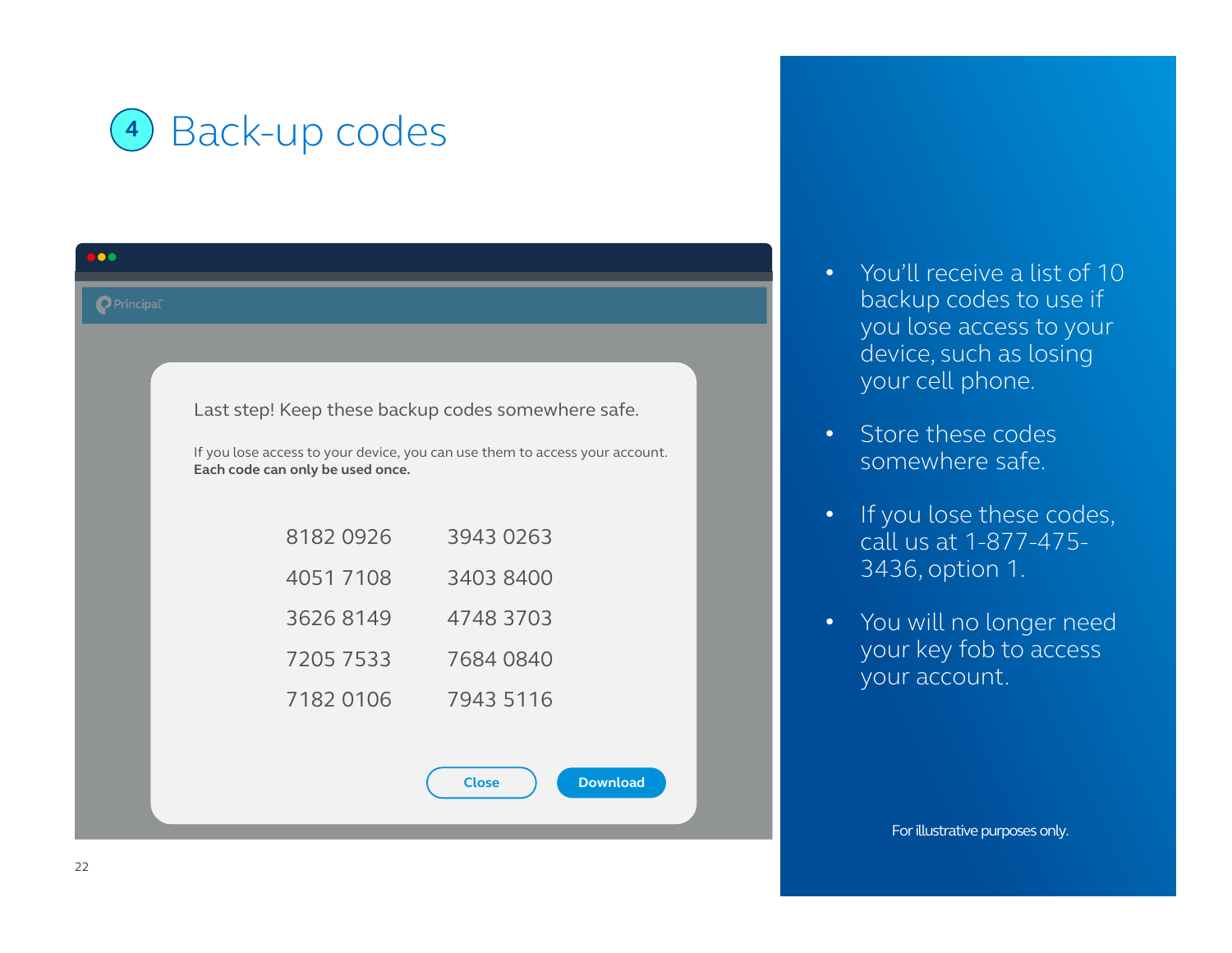# 4 Back-up codes

Principal

Last step! Keep these backup codes somewhere safe.

If you lose access to your device, you can use them to access your account.
**Each code can only be used once.**

| | |
|---|---|
| 8182 0926 | 3943 0263 |
| 4051 7108 | 3403 8400 |
| 3626 8149 | 4748 3703 |
| 7205 7533 | 7684 0840 |
| 7182 0106 | 7943 5116 |

Close Download

- You'll receive a list of 10 backup codes to use if you lose access to your device, such as losing your cell phone.
- Store these codes somewhere safe.
- If you lose these codes, call us at 1-877-475-3436, option 1.
- You will no longer need your key fob to access your account.

For illustrative purposes only.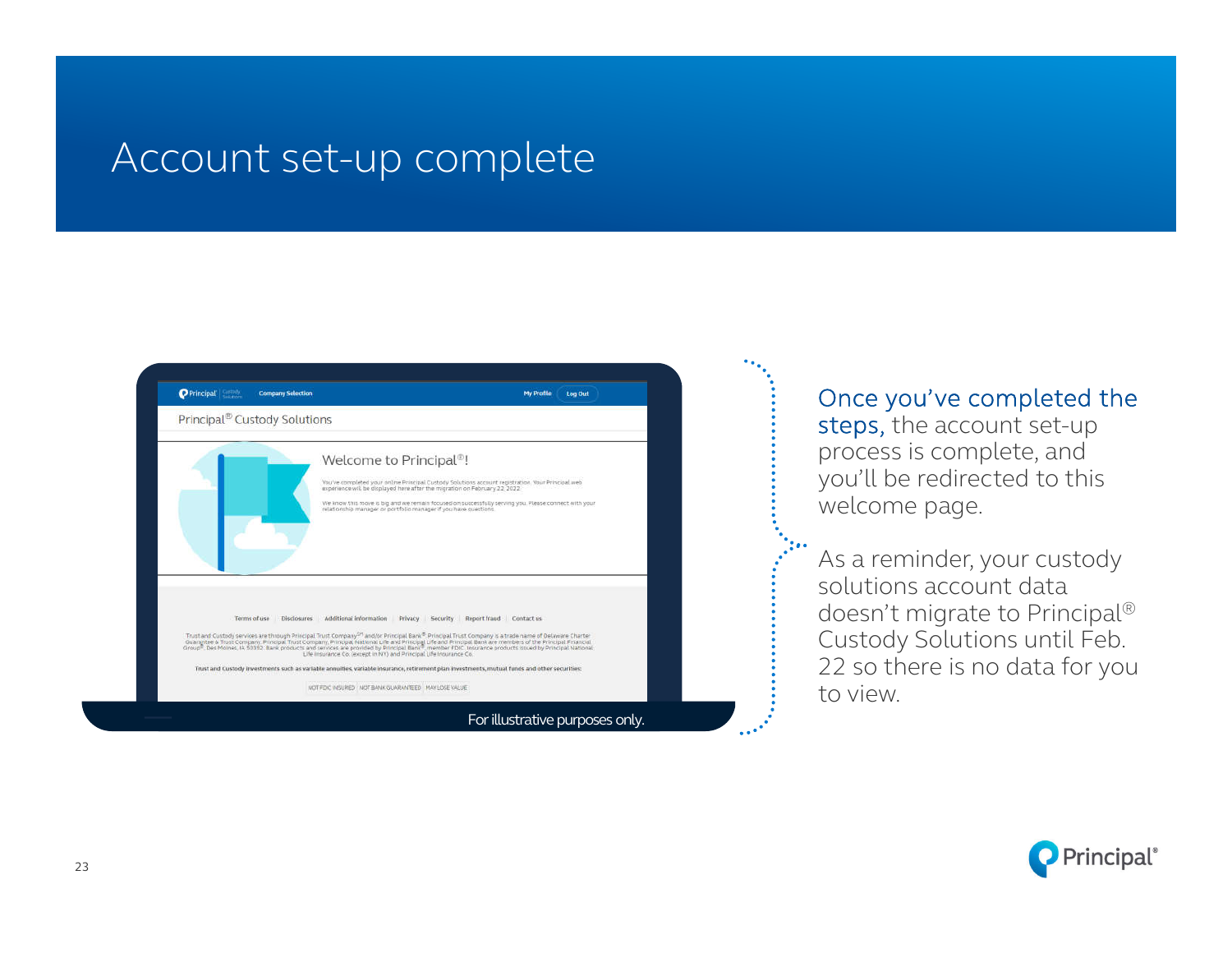# Account set-up complete

For illustrative purposes only.

**Once you've completed the steps**, the account set-up process is complete, and you'll be redirected to this welcome page.

As a reminder, your custody solutions account data doesn't migrate to Principal® Custody Solutions until Feb. 22 so there is no data for you to view.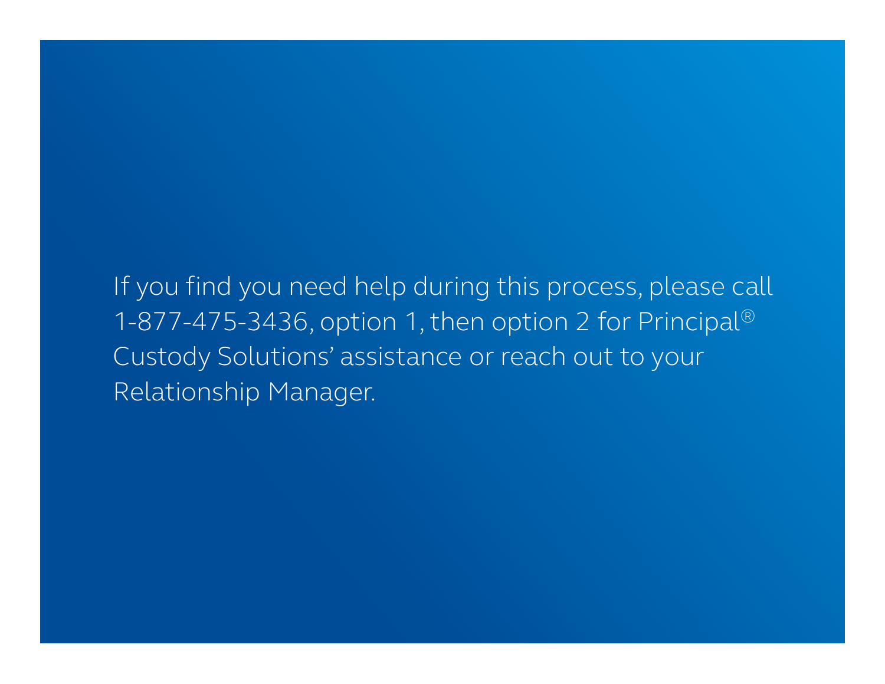If you find you need help during this process, please call 1-877-475-3436, option 1, then option 2 for Principal® Custody Solutions' assistance or reach out to your Relationship Manager.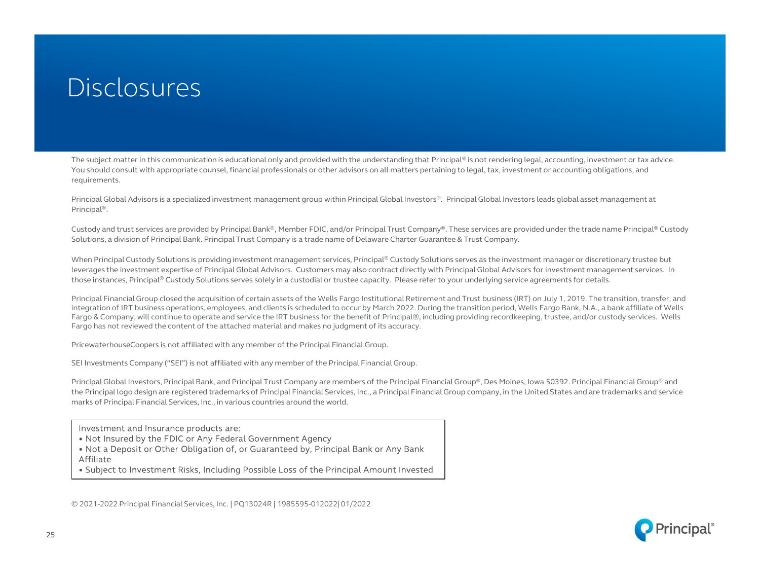# Disclosures

The subject matter in this communication is educational only and provided with the understanding that Principal® is not rendering legal, accounting, investment or tax advice. You should consult with appropriate counsel, financial professionals or other advisors on all matters pertaining to legal, tax, investment or accounting obligations, and requirements.

Principal Global Advisors is a specialized investment management group within Principal Global Investors®. Principal Global Investors leads global asset management at Principal®.

Custody and trust services are provided by Principal Bank®, Member FDIC, and/or Principal Trust Company®. These services are provided under the trade name Principal® Custody Solutions, a division of Principal Bank. Principal Trust Company is a trade name of Delaware Charter Guarantee & Trust Company.

When Principal Custody Solutions is providing investment management services, Principal® Custody Solutions serves as the investment manager or discretionary trustee but leverages the investment expertise of Principal Global Advisors. Customers may also contract directly with Principal Global Advisors for investment management services. In those instances, Principal® Custody Solutions serves solely in a custodial or trustee capacity. Please refer to your underlying service agreements for details.

Principal Financial Group closed the acquisition of certain assets of the Wells Fargo Institutional Retirement and Trust business (IRT) on July 1, 2019. The transition, transfer, and integration of IRT business operations, employees, and clients is scheduled to occur by March 2022. During the transition period, Wells Fargo Bank, N.A., a bank affiliate of Wells Fargo & Company, will continue to operate and service the IRT business for the benefit of Principal®, including providing recordkeeping, trustee, and/or custody services. Wells Fargo has not reviewed the content of the attached material and makes no judgment of its accuracy.

PricewaterhouseCoopers is not affiliated with any member of the Principal Financial Group.

SEI Investments Company ("SEI") is not affiliated with any member of the Principal Financial Group.

Principal Global Investors, Principal Bank, and Principal Trust Company are members of the Principal Financial Group®, Des Moines, Iowa 50392. Principal Financial Group® and the Principal logo design are registered trademarks of Principal Financial Services, Inc., a Principal Financial Group company, in the United States and are trademarks and service marks of Principal Financial Services, Inc., in various countries around the world.

Investment and Insurance products are:
- Not Insured by the FDIC or Any Federal Government Agency
- Not a Deposit or Other Obligation of, or Guaranteed by, Principal Bank or Any Bank Affiliate
- Subject to Investment Risks, Including Possible Loss of the Principal Amount Invested

© 2021-2022 Principal Financial Services, Inc. | PQ13024R | 1985595-012022| 01/2022